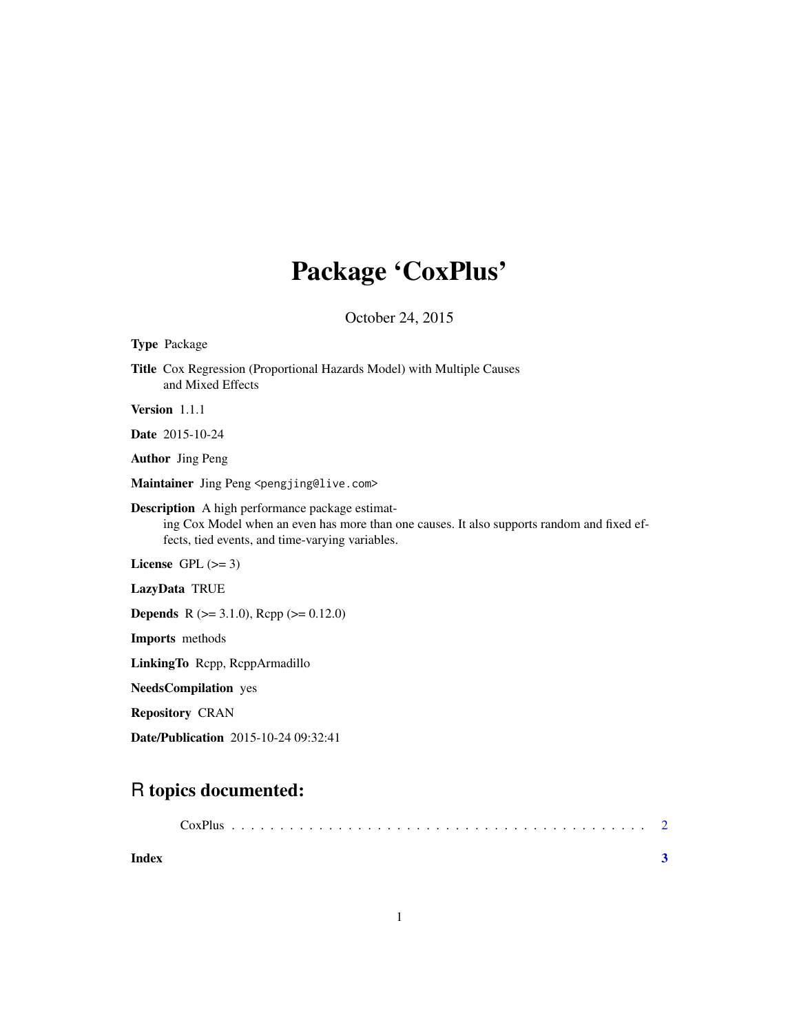# Package 'CoxPlus'

October 24, 2015

**Type** Package

**Title** Cox Regression (Proportional Hazards Model) with Multiple Causes and Mixed Effects

**Version** 1.1.1

**Date** 2015-10-24

**Author** Jing Peng

**Maintainer** Jing Peng <pengjing@live.com>

**Description** A high performance package estimating Cox Model when an even has more than one causes. It also supports random and fixed effects, tied events, and time-varying variables.

**License** GPL (>= 3)

**LazyData** TRUE

**Depends** R (>= 3.1.0), Rcpp (>= 0.12.0)

**Imports** methods

**LinkingTo** Rcpp, RcppArmadillo

**NeedsCompilation** yes

**Repository** CRAN

**Date/Publication** 2015-10-24 09:32:41

## R topics documented:

CoxPlus . . . . . . . . . . . . . . . . . . . . . . . . . . . . . . . . . . . . . . . . . . 2

**Index** **3**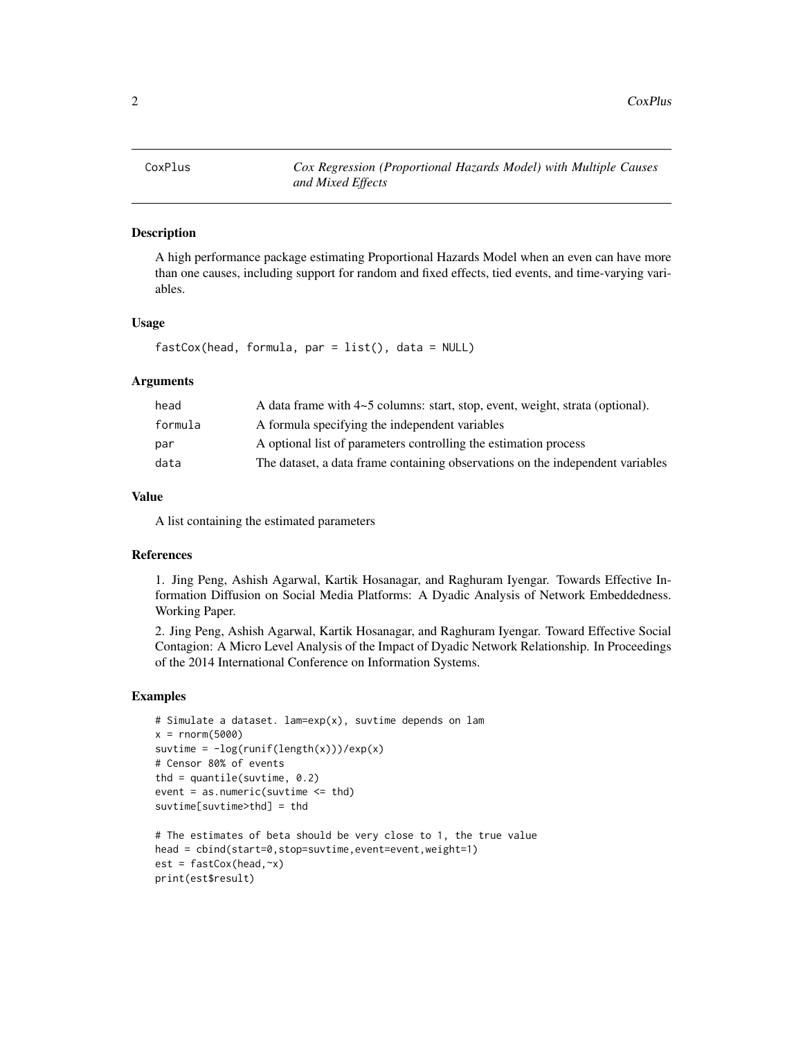CoxPlus — *Cox Regression (Proportional Hazards Model) with Multiple Causes and Mixed Effects*

## Description

A high performance package estimating Proportional Hazards Model when an even can have more than one causes, including support for random and fixed effects, tied events, and time-varying variables.

## Usage

```
fastCox(head, formula, par = list(), data = NULL)
```

## Arguments

| | |
|---|---|
| head | A data frame with 4~5 columns: start, stop, event, weight, strata (optional). |
| formula | A formula specifying the independent variables |
| par | A optional list of parameters controlling the estimation process |
| data | The dataset, a data frame containing observations on the independent variables |

## Value

A list containing the estimated parameters

## References

1. Jing Peng, Ashish Agarwal, Kartik Hosanagar, and Raghuram Iyengar. Towards Effective Information Diffusion on Social Media Platforms: A Dyadic Analysis of Network Embeddedness. Working Paper.

2. Jing Peng, Ashish Agarwal, Kartik Hosanagar, and Raghuram Iyengar. Toward Effective Social Contagion: A Micro Level Analysis of the Impact of Dyadic Network Relationship. In Proceedings of the 2014 International Conference on Information Systems.

## Examples

```
# Simulate a dataset. lam=exp(x), suvtime depends on lam
x = rnorm(5000)
suvtime = -log(runif(length(x)))/exp(x)
# Censor 80% of events
thd = quantile(suvtime, 0.2)
event = as.numeric(suvtime <= thd)
suvtime[suvtime>thd] = thd

# The estimates of beta should be very close to 1, the true value
head = cbind(start=0,stop=suvtime,event=event,weight=1)
est = fastCox(head,~x)
print(est$result)
```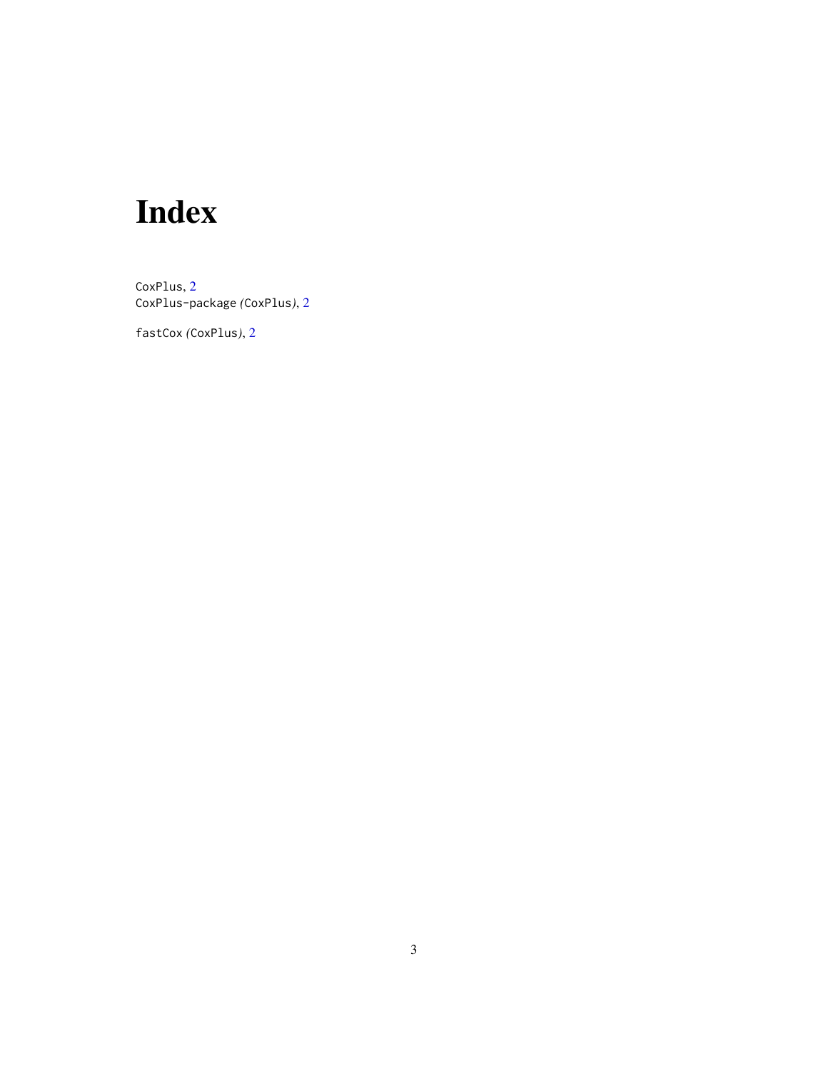# Index

CoxPlus, 2
CoxPlus-package *(*CoxPlus*)*, 2

fastCox *(*CoxPlus*)*, 2